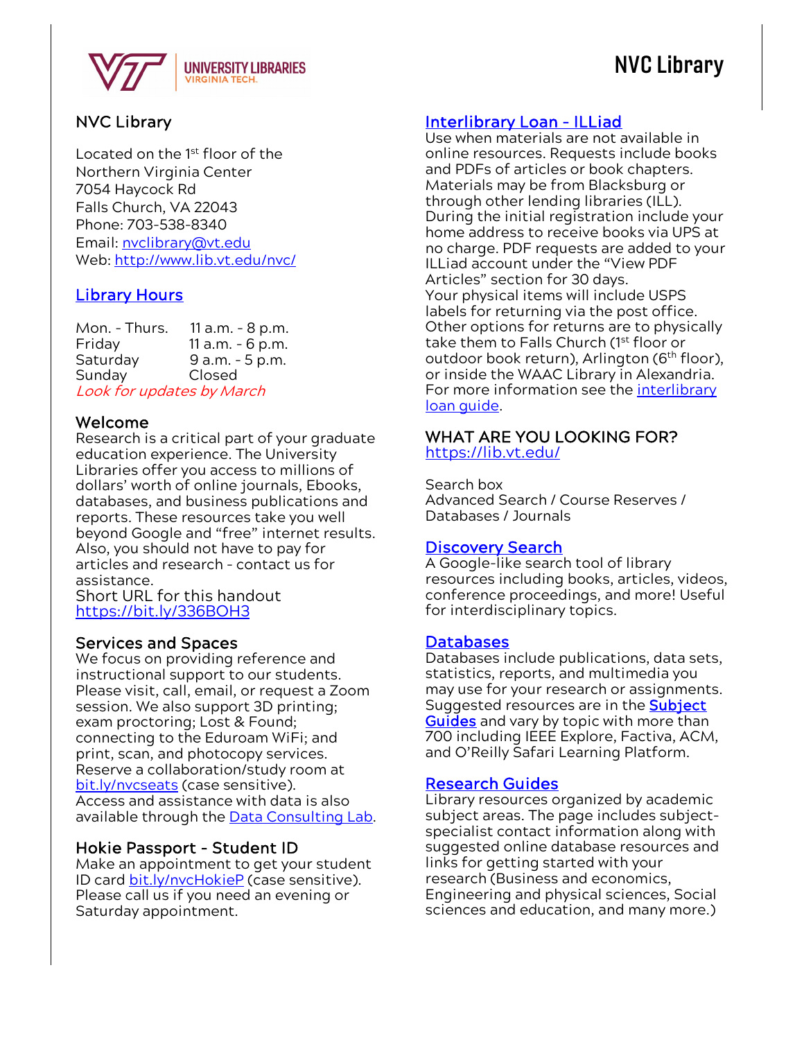# NVC Library

## NVC Library

Located on the 1st floor of the Northern Virginia Center
7054 Haycock Rd
Falls Church, VA 22043
Phone: 703-538-8340
Email: nvclibrary@vt.edu
Web: http://www.lib.vt.edu/nvc/

## Library Hours

| | |
|---|---|
| Mon. - Thurs. | 11 a.m. - 8 p.m. |
| Friday | 11 a.m. - 6 p.m. |
| Saturday | 9 a.m. - 5 p.m. |
| Sunday | Closed |

*Look for updates by March*

## Welcome

Research is a critical part of your graduate education experience. The University Libraries offer you access to millions of dollars' worth of online journals, Ebooks, databases, and business publications and reports. These resources take you well beyond Google and "free" internet results. Also, you should not have to pay for articles and research - contact us for assistance.

Short URL for this handout
https://bit.ly/336BOH3

## Services and Spaces

We focus on providing reference and instructional support to our students. Please visit, call, email, or request a Zoom session. We also support 3D printing; exam proctoring; Lost & Found; connecting to the Eduroam WiFi; and print, scan, and photocopy services. Reserve a collaboration/study room at bit.ly/nvcseats (case sensitive). Access and assistance with data is also available through the Data Consulting Lab.

## Hokie Passport - Student ID

Make an appointment to get your student ID card bit.ly/nvcHokieP (case sensitive). Please call us if you need an evening or Saturday appointment.

## Interlibrary Loan - ILLiad

Use when materials are not available in online resources. Requests include books and PDFs of articles or book chapters. Materials may be from Blacksburg or through other lending libraries (ILL). During the initial registration include your home address to receive books via UPS at no charge. PDF requests are added to your ILLiad account under the "View PDF Articles" section for 30 days.
Your physical items will include USPS labels for returning via the post office. Other options for returns are to physically take them to Falls Church (1st floor or outdoor book return), Arlington (6th floor), or inside the WAAC Library in Alexandria. For more information see the interlibrary loan guide.

## WHAT ARE YOU LOOKING FOR?

https://lib.vt.edu/

Search box
Advanced Search / Course Reserves / Databases / Journals

## Discovery Search

A Google-like search tool of library resources including books, articles, videos, conference proceedings, and more! Useful for interdisciplinary topics.

## Databases

Databases include publications, data sets, statistics, reports, and multimedia you may use for your research or assignments. Suggested resources are in the **Subject Guides** and vary by topic with more than 700 including IEEE Explore, Factiva, ACM, and O'Reilly Safari Learning Platform.

## Research Guides

Library resources organized by academic subject areas. The page includes subject-specialist contact information along with suggested online database resources and links for getting started with your research (Business and economics, Engineering and physical sciences, Social sciences and education, and many more.)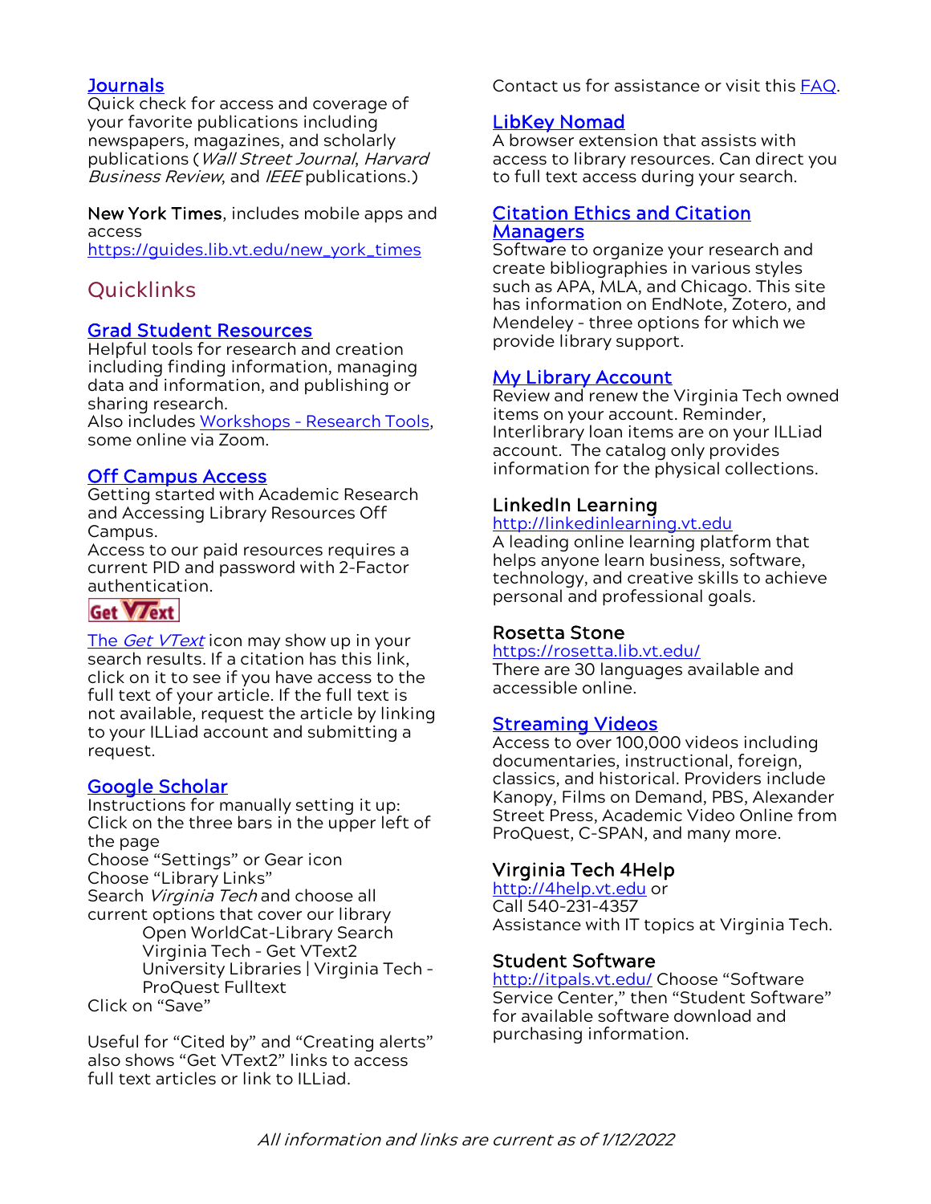[Journals](#)
Quick check for access and coverage of your favorite publications including newspapers, magazines, and scholarly publications (*Wall Street Journal*, *Harvard Business Review*, and *IEEE* publications.)

New York Times, includes mobile apps and access
https://guides.lib.vt.edu/new_york_times

## Quicklinks

### Grad Student Resources
Helpful tools for research and creation including finding information, managing data and information, and publishing or sharing research.
Also includes Workshops - Research Tools, some online via Zoom.

### Off Campus Access
Getting started with Academic Research and Accessing Library Resources Off Campus.
Access to our paid resources requires a current PID and password with 2-Factor authentication.

Get VText

The *Get VText* icon may show up in your search results. If a citation has this link, click on it to see if you have access to the full text of your article. If the full text is not available, request the article by linking to your ILLiad account and submitting a request.

### Google Scholar
Instructions for manually setting it up:
Click on the three bars in the upper left of the page
Choose "Settings" or Gear icon
Choose "Library Links"
Search *Virginia Tech* and choose all current options that cover our library

- Open WorldCat-Library Search
- Virginia Tech - Get VText2
- University Libraries | Virginia Tech - ProQuest Fulltext

Click on "Save"

Useful for "Cited by" and "Creating alerts" also shows "Get VText2" links to access full text articles or link to ILLiad.

Contact us for assistance or visit this FAQ.

### LibKey Nomad
A browser extension that assists with access to library resources. Can direct you to full text access during your search.

### Citation Ethics and Citation Managers
Software to organize your research and create bibliographies in various styles such as APA, MLA, and Chicago. This site has information on EndNote, Zotero, and Mendeley - three options for which we provide library support.

### My Library Account
Review and renew the Virginia Tech owned items on your account. Reminder, Interlibrary loan items are on your ILLiad account. The catalog only provides information for the physical collections.

### LinkedIn Learning
http://linkedinlearning.vt.edu
A leading online learning platform that helps anyone learn business, software, technology, and creative skills to achieve personal and professional goals.

### Rosetta Stone
https://rosetta.lib.vt.edu/
There are 30 languages available and accessible online.

### Streaming Videos
Access to over 100,000 videos including documentaries, instructional, foreign, classics, and historical. Providers include Kanopy, Films on Demand, PBS, Alexander Street Press, Academic Video Online from ProQuest, C-SPAN, and many more.

### Virginia Tech 4Help
http://4help.vt.edu or
Call 540-231-4357
Assistance with IT topics at Virginia Tech.

### Student Software
http://itpals.vt.edu/ Choose "Software Service Center," then "Student Software" for available software download and purchasing information.

*All information and links are current as of 1/12/2022*